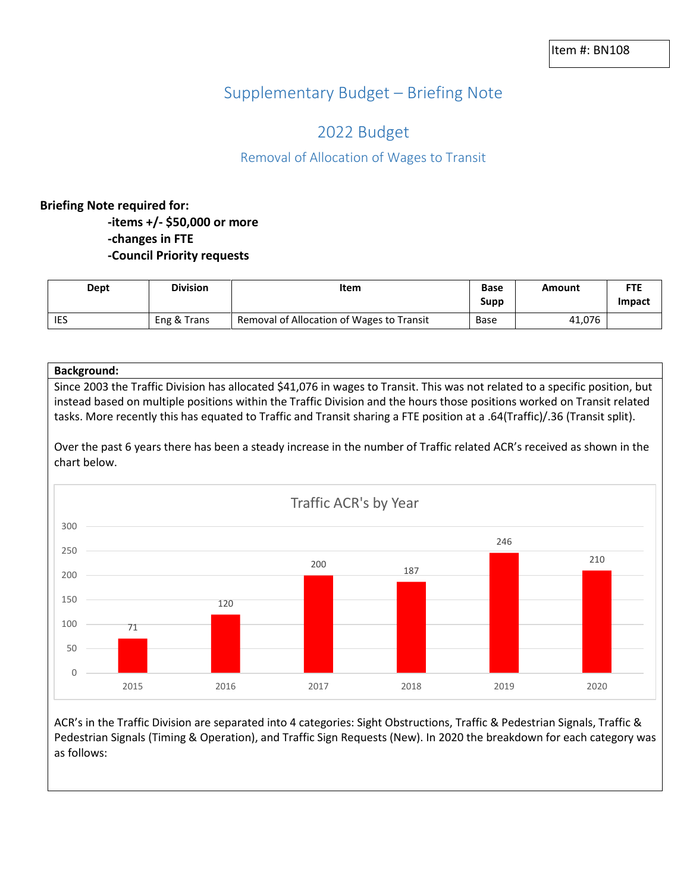Item #: BN108

# Supplementary Budget – Briefing Note

## 2022 Budget

### Removal of Allocation of Wages to Transit

**Briefing Note required for:**

**-items +/- $50,000 or more**
**-changes in FTE**
**-Council Priority requests**

| Dept | Division | Item | Base Supp | Amount | FTE Impact |
|---|---|---|---|---|---|
| IES | Eng & Trans | Removal of Allocation of Wages to Transit | Base | 41,076 | |

**Background:**

Since 2003 the Traffic Division has allocated $41,076 in wages to Transit. This was not related to a specific position, but instead based on multiple positions within the Traffic Division and the hours those positions worked on Transit related tasks. More recently this has equated to Traffic and Transit sharing a FTE position at a .64(Traffic)/.36 (Transit split).

Over the past 6 years there has been a steady increase in the number of Traffic related ACR's received as shown in the chart below.

**Traffic ACR's by Year**

| Year | 2015 | 2016 | 2017 | 2018 | 2019 | 2020 |
|---|---|---|---|---|---|---|
| ACR's | 71 | 120 | 200 | 187 | 246 | 210 |

ACR's in the Traffic Division are separated into 4 categories: Sight Obstructions, Traffic & Pedestrian Signals, Traffic & Pedestrian Signals (Timing & Operation), and Traffic Sign Requests (New). In 2020 the breakdown for each category was as follows: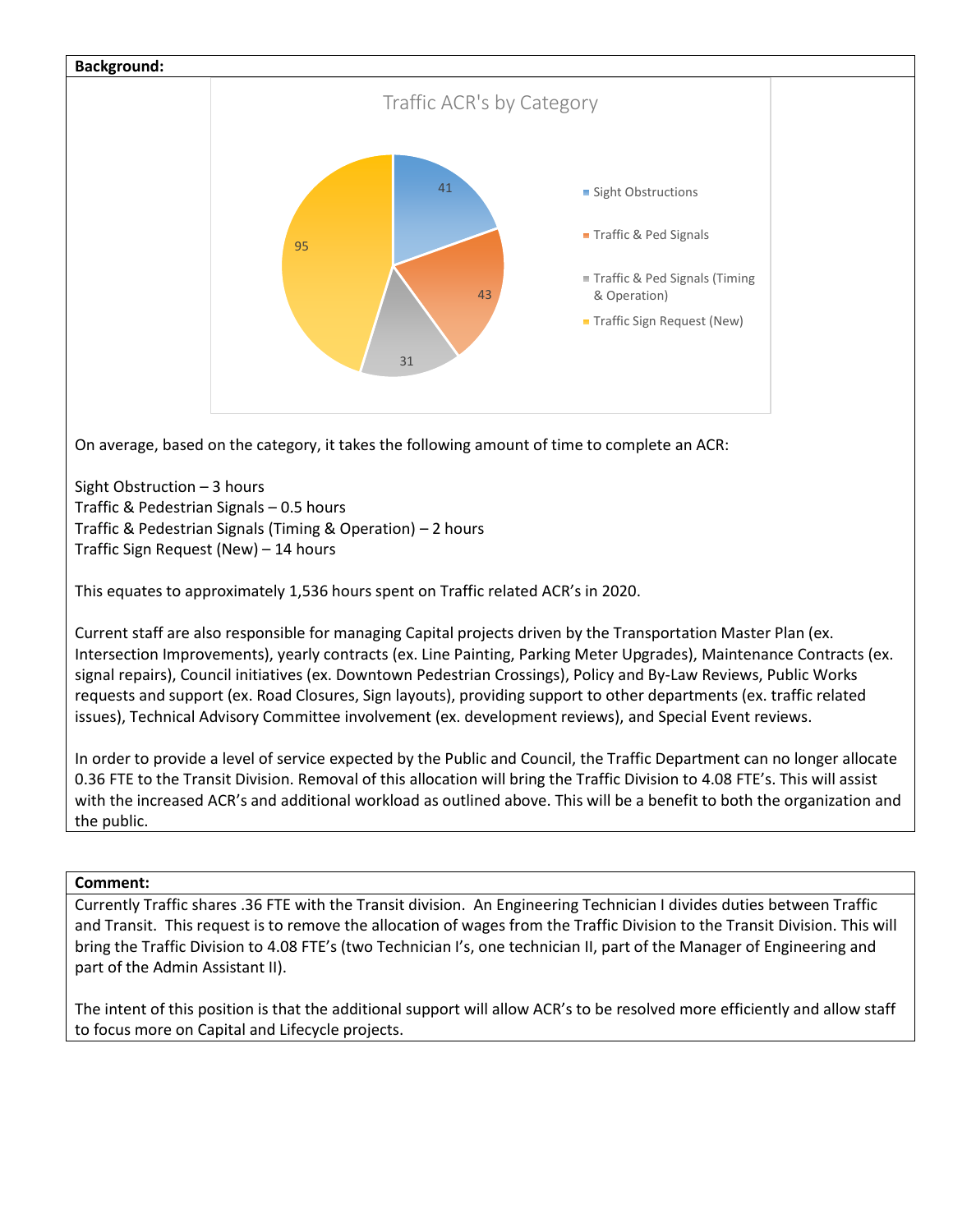**Background:**

Traffic ACR's by Category

41

43

31

95

Sight Obstructions

Traffic & Ped Signals

Traffic & Ped Signals (Timing & Operation)

Traffic Sign Request (New)

On average, based on the category, it takes the following amount of time to complete an ACR:

Sight Obstruction – 3 hours
Traffic & Pedestrian Signals – 0.5 hours
Traffic & Pedestrian Signals (Timing & Operation) – 2 hours
Traffic Sign Request (New) – 14 hours

This equates to approximately 1,536 hours spent on Traffic related ACR's in 2020.

Current staff are also responsible for managing Capital projects driven by the Transportation Master Plan (ex. Intersection Improvements), yearly contracts (ex. Line Painting, Parking Meter Upgrades), Maintenance Contracts (ex. signal repairs), Council initiatives (ex. Downtown Pedestrian Crossings), Policy and By-Law Reviews, Public Works requests and support (ex. Road Closures, Sign layouts), providing support to other departments (ex. traffic related issues), Technical Advisory Committee involvement (ex. development reviews), and Special Event reviews.

In order to provide a level of service expected by the Public and Council, the Traffic Department can no longer allocate 0.36 FTE to the Transit Division. Removal of this allocation will bring the Traffic Division to 4.08 FTE's. This will assist with the increased ACR's and additional workload as outlined above. This will be a benefit to both the organization and the public.

**Comment:**

Currently Traffic shares .36 FTE with the Transit division. An Engineering Technician I divides duties between Traffic and Transit. This request is to remove the allocation of wages from the Traffic Division to the Transit Division. This will bring the Traffic Division to 4.08 FTE's (two Technician I's, one technician II, part of the Manager of Engineering and part of the Admin Assistant II).

The intent of this position is that the additional support will allow ACR's to be resolved more efficiently and allow staff to focus more on Capital and Lifecycle projects.